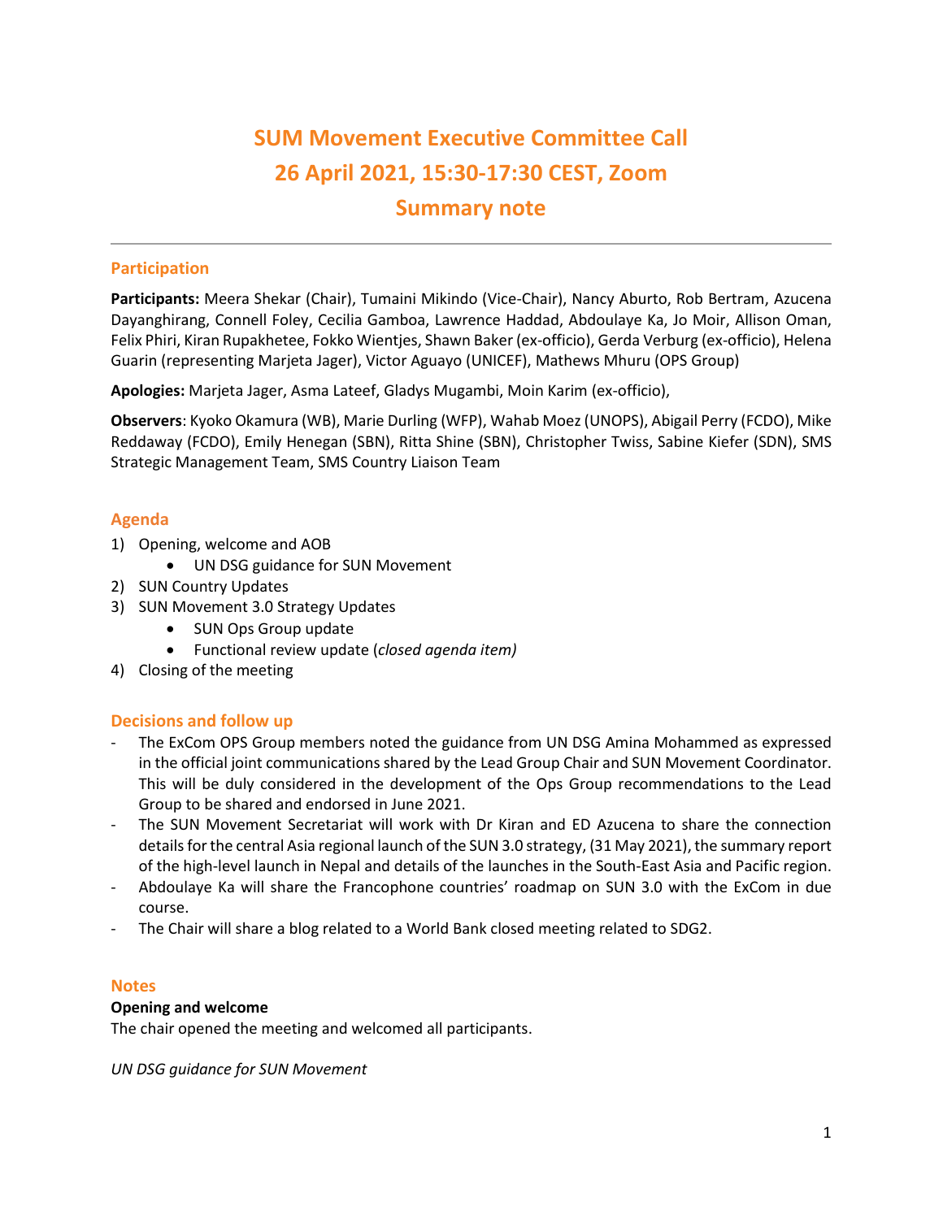# SUM Movement Executive Committee Call
# 26 April 2021, 15:30-17:30 CEST, Zoom
# Summary note

## Participation

**Participants:** Meera Shekar (Chair), Tumaini Mikindo (Vice-Chair), Nancy Aburto, Rob Bertram, Azucena Dayanghirang, Connell Foley, Cecilia Gamboa, Lawrence Haddad, Abdoulaye Ka, Jo Moir, Allison Oman, Felix Phiri, Kiran Rupakhetee, Fokko Wientjes, Shawn Baker (ex-officio), Gerda Verburg (ex-officio), Helena Guarin (representing Marjeta Jager), Victor Aguayo (UNICEF), Mathews Mhuru (OPS Group)

**Apologies:** Marjeta Jager, Asma Lateef, Gladys Mugambi, Moin Karim (ex-officio),

**Observers**: Kyoko Okamura (WB), Marie Durling (WFP), Wahab Moez (UNOPS), Abigail Perry (FCDO), Mike Reddaway (FCDO), Emily Henegan (SBN), Ritta Shine (SBN), Christopher Twiss, Sabine Kiefer (SDN), SMS Strategic Management Team, SMS Country Liaison Team

## Agenda

1) Opening, welcome and AOB
    - UN DSG guidance for SUN Movement
2) SUN Country Updates
3) SUN Movement 3.0 Strategy Updates
    - SUN Ops Group update
    - Functional review update (*closed agenda item)*
4) Closing of the meeting

## Decisions and follow up

- The ExCom OPS Group members noted the guidance from UN DSG Amina Mohammed as expressed in the official joint communications shared by the Lead Group Chair and SUN Movement Coordinator. This will be duly considered in the development of the Ops Group recommendations to the Lead Group to be shared and endorsed in June 2021.
- The SUN Movement Secretariat will work with Dr Kiran and ED Azucena to share the connection details for the central Asia regional launch of the SUN 3.0 strategy, (31 May 2021), the summary report of the high-level launch in Nepal and details of the launches in the South-East Asia and Pacific region.
- Abdoulaye Ka will share the Francophone countries' roadmap on SUN 3.0 with the ExCom in due course.
- The Chair will share a blog related to a World Bank closed meeting related to SDG2.

## Notes

**Opening and welcome**

The chair opened the meeting and welcomed all participants.

*UN DSG guidance for SUN Movement*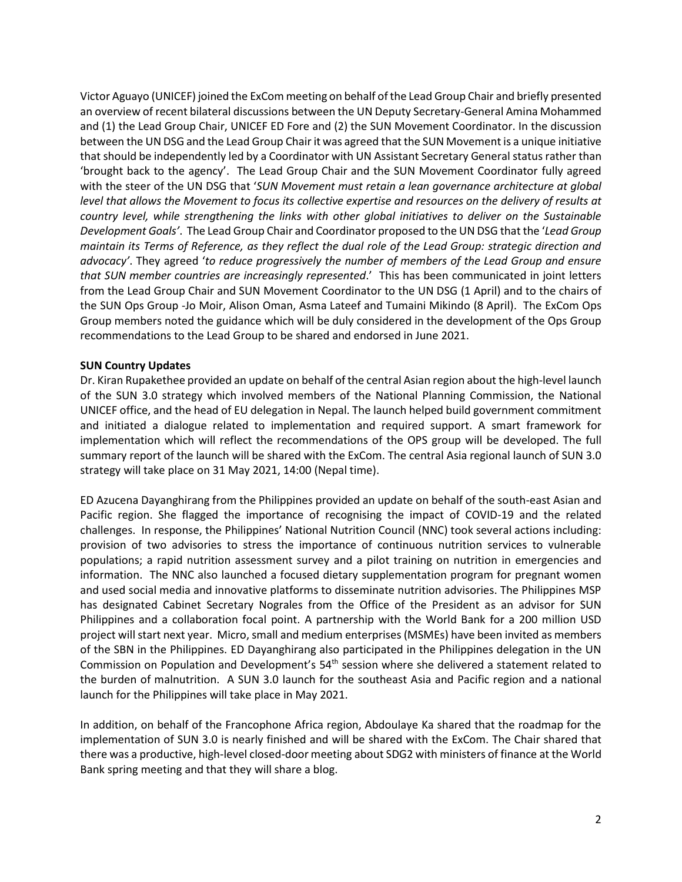Victor Aguayo (UNICEF) joined the ExCom meeting on behalf of the Lead Group Chair and briefly presented an overview of recent bilateral discussions between the UN Deputy Secretary-General Amina Mohammed and (1) the Lead Group Chair, UNICEF ED Fore and (2) the SUN Movement Coordinator. In the discussion between the UN DSG and the Lead Group Chair it was agreed that the SUN Movement is a unique initiative that should be independently led by a Coordinator with UN Assistant Secretary General status rather than 'brought back to the agency'. The Lead Group Chair and the SUN Movement Coordinator fully agreed with the steer of the UN DSG that '*SUN Movement must retain a lean governance architecture at global level that allows the Movement to focus its collective expertise and resources on the delivery of results at country level, while strengthening the links with other global initiatives to deliver on the Sustainable Development Goals'*. The Lead Group Chair and Coordinator proposed to the UN DSG that the '*Lead Group maintain its Terms of Reference, as they reflect the dual role of the Lead Group: strategic direction and advocacy'*. They agreed '*to reduce progressively the number of members of the Lead Group and ensure that SUN member countries are increasingly represented*.' This has been communicated in joint letters from the Lead Group Chair and SUN Movement Coordinator to the UN DSG (1 April) and to the chairs of the SUN Ops Group -Jo Moir, Alison Oman, Asma Lateef and Tumaini Mikindo (8 April). The ExCom Ops Group members noted the guidance which will be duly considered in the development of the Ops Group recommendations to the Lead Group to be shared and endorsed in June 2021.

**SUN Country Updates**

Dr. Kiran Rupakethee provided an update on behalf of the central Asian region about the high-level launch of the SUN 3.0 strategy which involved members of the National Planning Commission, the National UNICEF office, and the head of EU delegation in Nepal. The launch helped build government commitment and initiated a dialogue related to implementation and required support. A smart framework for implementation which will reflect the recommendations of the OPS group will be developed. The full summary report of the launch will be shared with the ExCom. The central Asia regional launch of SUN 3.0 strategy will take place on 31 May 2021, 14:00 (Nepal time).

ED Azucena Dayanghirang from the Philippines provided an update on behalf of the south-east Asian and Pacific region. She flagged the importance of recognising the impact of COVID-19 and the related challenges. In response, the Philippines' National Nutrition Council (NNC) took several actions including: provision of two advisories to stress the importance of continuous nutrition services to vulnerable populations; a rapid nutrition assessment survey and a pilot training on nutrition in emergencies and information. The NNC also launched a focused dietary supplementation program for pregnant women and used social media and innovative platforms to disseminate nutrition advisories. The Philippines MSP has designated Cabinet Secretary Nograles from the Office of the President as an advisor for SUN Philippines and a collaboration focal point. A partnership with the World Bank for a 200 million USD project will start next year. Micro, small and medium enterprises (MSMEs) have been invited as members of the SBN in the Philippines. ED Dayanghirang also participated in the Philippines delegation in the UN Commission on Population and Development's 54th session where she delivered a statement related to the burden of malnutrition. A SUN 3.0 launch for the southeast Asia and Pacific region and a national launch for the Philippines will take place in May 2021.

In addition, on behalf of the Francophone Africa region, Abdoulaye Ka shared that the roadmap for the implementation of SUN 3.0 is nearly finished and will be shared with the ExCom. The Chair shared that there was a productive, high-level closed-door meeting about SDG2 with ministers of finance at the World Bank spring meeting and that they will share a blog.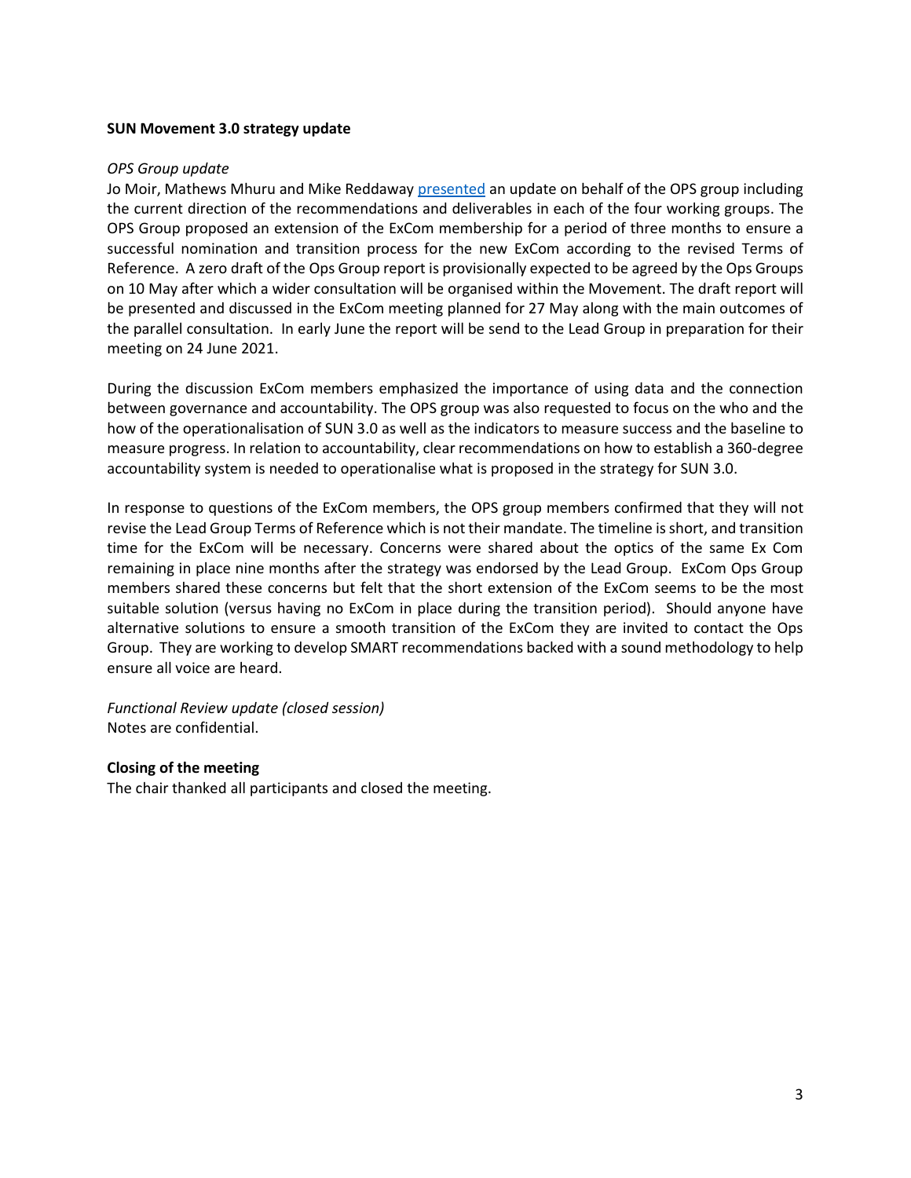**SUN Movement 3.0 strategy update**

*OPS Group update*

Jo Moir, Mathews Mhuru and Mike Reddaway presented an update on behalf of the OPS group including the current direction of the recommendations and deliverables in each of the four working groups. The OPS Group proposed an extension of the ExCom membership for a period of three months to ensure a successful nomination and transition process for the new ExCom according to the revised Terms of Reference. A zero draft of the Ops Group report is provisionally expected to be agreed by the Ops Groups on 10 May after which a wider consultation will be organised within the Movement. The draft report will be presented and discussed in the ExCom meeting planned for 27 May along with the main outcomes of the parallel consultation. In early June the report will be send to the Lead Group in preparation for their meeting on 24 June 2021.

During the discussion ExCom members emphasized the importance of using data and the connection between governance and accountability. The OPS group was also requested to focus on the who and the how of the operationalisation of SUN 3.0 as well as the indicators to measure success and the baseline to measure progress. In relation to accountability, clear recommendations on how to establish a 360-degree accountability system is needed to operationalise what is proposed in the strategy for SUN 3.0.

In response to questions of the ExCom members, the OPS group members confirmed that they will not revise the Lead Group Terms of Reference which is not their mandate. The timeline is short, and transition time for the ExCom will be necessary. Concerns were shared about the optics of the same Ex Com remaining in place nine months after the strategy was endorsed by the Lead Group. ExCom Ops Group members shared these concerns but felt that the short extension of the ExCom seems to be the most suitable solution (versus having no ExCom in place during the transition period). Should anyone have alternative solutions to ensure a smooth transition of the ExCom they are invited to contact the Ops Group. They are working to develop SMART recommendations backed with a sound methodology to help ensure all voice are heard.

*Functional Review update (closed session)*

Notes are confidential.

**Closing of the meeting**

The chair thanked all participants and closed the meeting.